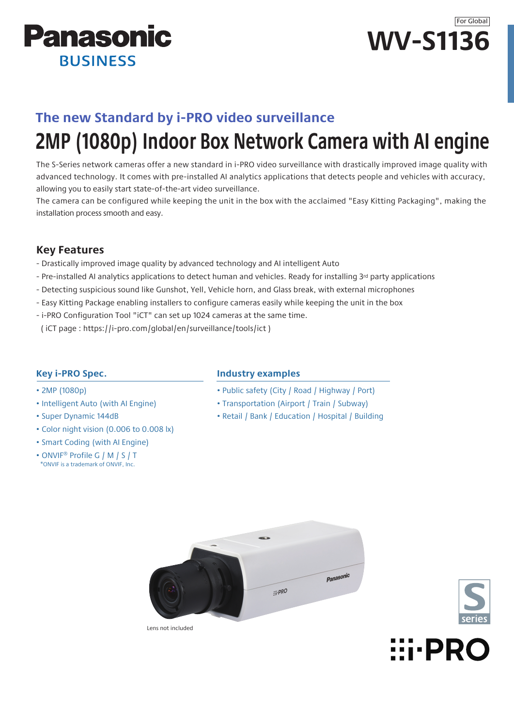Panasonic BUSINESS

For Global

# WV-S1136

### The new Standard by i-PRO video surveillance

## 2MP (1080p) Indoor Box Network Camera with AI engine

The S-Series network cameras offer a new standard in i-PRO video surveillance with drastically improved image quality with advanced technology. It comes with pre-installed AI analytics applications that detects people and vehicles with accuracy, allowing you to easily start state-of-the-art video surveillance.
The camera can be configured while keeping the unit in the box with the acclaimed "Easy Kitting Packaging", making the installation process smooth and easy.

### Key Features

- Drastically improved image quality by advanced technology and AI intelligent Auto
- Pre-installed AI analytics applications to detect human and vehicles. Ready for installing 3rd party applications
- Detecting suspicious sound like Gunshot, Yell, Vehicle horn, and Glass break, with external microphones
- Easy Kitting Package enabling installers to configure cameras easily while keeping the unit in the box
- i-PRO Configuration Tool "iCT" can set up 1024 cameras at the same time.
  ( iCT page : https://i-pro.com/global/en/surveillance/tools/ict )

### Key i-PRO Spec.

- 2MP (1080p)
- Intelligent Auto (with AI Engine)
- Super Dynamic 144dB
- Color night vision (0.006 to 0.008 lx)
- Smart Coding (with AI Engine)
- ONVIF® Profile G / M / S / T

*ONVIF is a trademark of ONVIF, Inc.

### Industry examples

- Public safety (City / Road / Highway / Port)
- Transportation (Airport / Train / Subway)
- Retail / Bank / Education / Hospital / Building

Lens not included

S series

i-PRO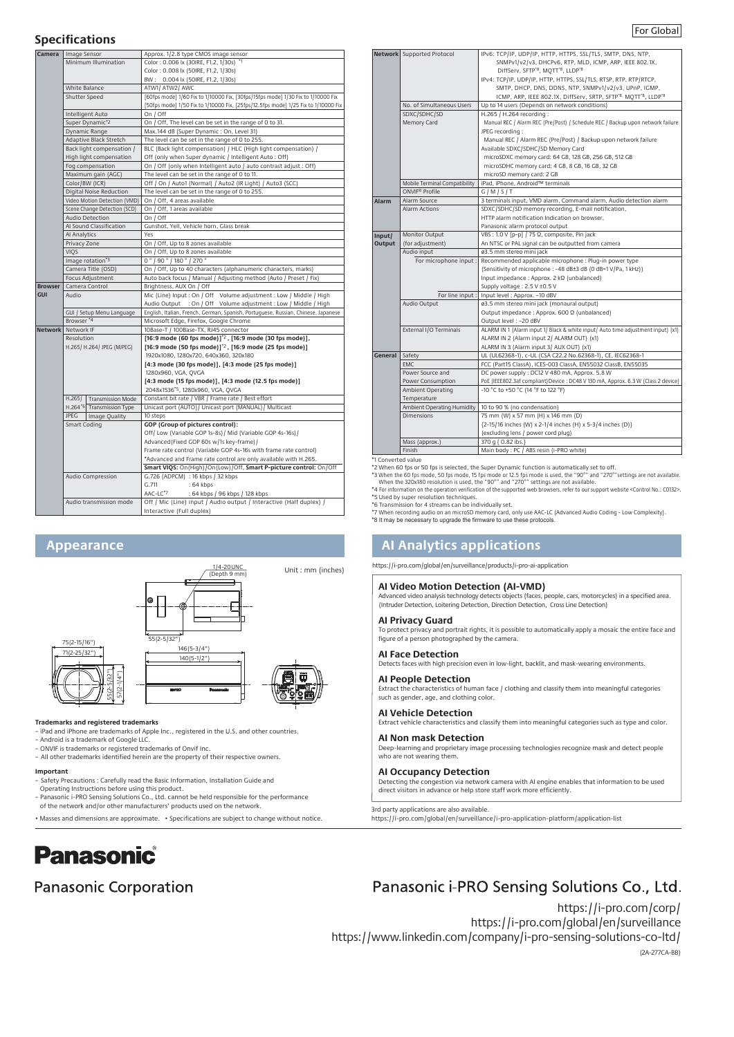## Specifications

For Global

| | | |
|---|---|---|
| **Camera** | Image Sensor | Approx. 1/2.8 type CMOS image sensor |
| | Minimum Illumination | Color : 0.006 lx (30IRE, F1.2, 1/30s) [*1]<br>Color : 0.008 lx (50IRE, F1.2, 1/30s)<br>BW : 0.004 lx (50IRE, F1.2, 1/30s) |
| | White Balance | ATW1/ ATW2/ AWC |
| | Shutter Speed | [60fps mode] 1/60 Fix to 1/10000 Fix, [30fps/15fps mode] 1/30 Fix to 1/10000 Fix<br>[50fps mode] 1/50 Fix to 1/10000 Fix, [25fps/12.5fps mode] 1/25 Fix to 1/10000 Fix |
| | Intelligent Auto | On / Off |
| | Super Dynamic[*2] | On / Off, The level can be set in the range of 0 to 31. |
| | Dynamic Range | Max.144 dB (Super Dynamic : On, Level 31) |
| | Adaptive Black Stretch | The level can be set in the range of 0 to 255. |
| | Back light compensation / High light compensation | BLC (Back light compensation) / HLC (High light compensation) /<br>Off (only when Super dynamic / Intelligent Auto : Off) |
| | Fog compensation | On / Off (only when Intelligent auto / auto contrast adjust : Off) |
| | Maximum gain (AGC) | The level can be set in the range of 0 to 11. |
| | Color/BW (ICR) | Off / On / Auto1 (Normal) / Auto2 (IR Light) / Auto3 (SCC) |
| | Digital Noise Reduction | The level can be set in the range of 0 to 255. |
| | Video Motion Detection (VMD) | On / Off, 4 areas available |
| | Scene Change Detection (SCD) | On / Off, 1 areas available |
| | Audio Detection | On / Off |
| | AI Sound Classification | Gunshot, Yell, Vehicle horn, Glass break |
| | AI Analytics | Yes |
| | Privacy Zone | On / Off, Up to 8 zones available |
| | VIQS | On / Off, Up to 8 zones available |
| | Image rotation[*3] | 0 ° / 90 ° / 180 ° / 270 ° |
| | Camera Title (OSD) | On / Off, Up to 40 characters (alphanumeric characters, marks) |
| | Focus Adjustment | Auto back focus / Manual / Adjusting method (Auto / Preset / Fix) |
| **Browser GUI** | Camera Control | Brightness, AUX On / Off |
| | Audio | Mic (Line) Input : On / Off Volume adjustment : Low / Middle / High<br>Audio Output : On / Off Volume adjustment : Low / Middle / High |
| | GUI / Setup Menu Language | English, Italian, French, German, Spanish, Portuguese, Russian, Chinese, Japanese |
| | Browser[*4] | Microsoft Edge, Firefox, Google Chrome |
| **Network** | Network IF | 10Base-T / 100Base-TX, RJ45 connector |
| | Resolution<br>H.265/ H.264/ JPEG (MJPEG) | **[16:9 mode (60 fps mode)]**[*2]**, [16:9 mode (30 fps mode)], [16:9 mode (50 fps mode)]**[*2]**, [16:9 mode (25 fps mode)]**<br>1920x1080, 1280x720, 640x360, 320x180<br>**[4:3 mode (30 fps mode)], [4:3 mode (25 fps mode)]**<br>1280x960, VGA, QVGA<br>**[4:3 mode (15 fps mode)], [4:3 mode (12.5 fps mode)]**<br>2048x1536[*5], 1280x960, VGA, QVGA |
| | H.265/ H.264[*6] Transmission Mode | Constant bit rate / VBR / Frame rate / Best effort |
| | H.265/ H.264[*6] Transmission Type | Unicast port (AUTO) / Unicast port (MANUAL) / Multicast |
| | JPEG Image Quality | 10 steps |
| | Smart Coding | **GOP (Group of pictures control):**<br>Off/ Low (Variable GOP 1s-8s) / Mid (Variable GOP 4s-16s) /<br>Advanced(Fixed GOP 60s w/1s key-frame) /<br>Frame rate control (Variable GOP 4s-16s with frame rate control)<br>*Advanced and Frame rate control are only available with H.265.<br>**Smart VIQS:** On(High)/On(Low)/Off, **Smart P-picture control:** On/Off |
| | Audio Compression | G.726 (ADPCM) : 16 kbps / 32 kbps<br>G.711 : 64 kbps<br>AAC-LC[*7] : 64 kbps / 96 kbps / 128 kbps |
| | Audio transmission mode | Off / Mic (Line) input / Audio output / Interactive (Half duplex) /<br>Interactive (Full duplex) |
| **Network** | Supported Protocol | IPv6: TCP/IP, UDP/IP, HTTP, HTTPS, SSL/TLS, SMTP, DNS, NTP, SNMPv1/v2/v3, DHCPv6, RTP, MLD, ICMP, ARP, IEEE 802.1X, DiffServ, SFTP[*8], MQTT[*8], LLDP[*8]<br>IPv4: TCP/IP, UDP/IP, HTTP, HTTPS, SSL/TLS, SMTP, RTP, RTP/RTCP, SMTP, DHCP, DNS, DDNS, NTP, SNMPv1/v2/v3, UPnP, IGMP, ICMP, ARP, IEEE 802.1X, DiffServ, SRTP, SFTP[*8], MQTT[*8], LLDP[*8] |
| | No. of Simultaneous Users | Up to 14 users (Depends on network conditions) |
| | SDXC/SDHC/SD Memory Card | H.265 / H.264 recording :<br>Manual REC / Alarm REC (Pre/Post) / Schedule REC / Backup upon network failure<br>JPEG recording :<br>Manual REC / Alarm REC (Pre/Post) / Backup upon network failure<br>Available SDXC/SDHC/SD Memory Card<br>microSDXC memory card: 64 GB, 128 GB, 256 GB, 512 GB<br>microSDHC memory card: 4 GB, 8 GB, 16 GB, 32 GB<br>microSD memory card: 2 GB |
| | Mobile Terminal Compatibility | iPad, iPhone, Android™ terminals |
| | ONVIF® Profile | G / M / S / T |
| **Alarm** | Alarm Source | 3 terminals input, VMD alarm, Command alarm, Audio detection alarm |
| | Alarm Actions | SDXC/SDHC/SD memory recording, E-mail notification,<br>HTTP alarm notification Indication on browser,<br>Panasonic alarm protocol output |
| **Input/ Output** | Monitor Output (for adjustment) | VBS : 1.0 V [p-p] / 75 Ω, composite, Pin jack<br>An NTSC or PAL signal can be outputted from camera |
| | Audio input | ø3.5 mm stereo mini jack |
| | For microphone input : | Recommended applicable microphone : Plug-in power type<br>(Sensitivity of microphone : -48 dB±3 dB (0 dB=1 V/Pa, 1 kHz))<br>Input impedance : Approx. 2 kΩ (unbalanced)<br>Supply voltage : 2.5 V ±0.5 V |
| | For line input : | Input level : Approx. -10 dBV |
| | Audio Output | ø3.5 mm stereo mini jack (monaural output)<br>Output impedance : Approx. 600 Ω (unbalanced)<br>Output level : -20 dBV |
| | External I/O Terminals | ALARM IN 1 (Alarm input 1/ Black & white input/ Auto time adjustment input) (x1)<br>ALARM IN 2 (Alarm input 2/ ALARM OUT) (x1)<br>ALARM IN 3 (Alarm input 3/ AUX OUT) (x1) |
| **General** | Safety | UL (UL62368-1), c-UL (CSA C22.2 No.62368-1), CE, IEC62368-1 |
| | EMC | FCC (Part15 ClassA), ICES-003 ClassA, EN55032 ClassB, EN55035 |
| | Power Source and Power Consumption | DC power supply : DC12 V 480 mA, Approx. 5.8 W<br>PoE (IEEE802.3af compliant) Device : DC48 V 130 mA, Approx. 6.3 W (Class 2 device) |
| | Ambient Operating Temperature | -10 °C to +50 °C (14 °F to 122 °F) |
| | Ambient Operating Humidity | 10 to 90 % (no condensation) |
| | Dimensions | 75 mm (W) x 57 mm (H) x 146 mm (D)<br>{2-15/16 inches (W) x 2-1/4 inches (H) x 5-3/4 inches (D)}<br>(excluding lens / power cord plug) |
| | Mass (approx.) | 370 g { 0.82 lbs.} |
| | Finish | Main body : PC / ABS resin (i-PRO white) |

*1 Converted value
*2 When 60 fps or 50 fps is selected, the Super Dynamic function is automatically set to off.
*3 When the 60 fps mode, 50 fps mode, 15 fps mode or 12.5 fps mode is used, the "90°" and "270°" settings are not available. When the 320x180 resolution is used, the "90°" and "270°" settings are not available.
*4 For information on the operation verification of the supported web browsers, refer to our support website <Control No.: C0132>.
*5 Used by super resolution techniques.
*6 Transmission for 4 streams can be individually set.
*7 When recording audio on an microSD memory card, only use AAC-LC (Advanced Audio Coding - Low Complexity).
*8 It may be necessary to upgrade the firmware to use these protocols.

## Appearance

Unit : mm (inches)

1/4-20UNC
(Depth 9 mm)
55(2-5/32")
75(2-15/16")
71(2-25/32")
146(5-3/4")
140(5-1/2")
55(2-5/32")
57(2-1/4")

#### Trademarks and registered trademarks

- iPad and iPhone are trademarks of Apple Inc., registered in the U.S. and other countries.
- Android is a trademark of Google LLC.
- ONVIF is trademarks or registered trademarks of Onvif Inc.
- All other trademarks identified herein are the property of their respective owners.

#### Important

- Safety Precautions : Carefully read the Basic Information, Installation Guide and Operating Instructions before using this product.
- Panasonic i-PRO Sensing Solutions Co., Ltd. cannot be held responsible for the performance of the network and/or other manufacturers' products used on the network.

• Masses and dimensions are approximate. • Specifications are subject to change without notice.

## AI Analytics applications

https://i-pro.com/global/en/surveillance/products/i-pro-ai-application

### AI Video Motion Detection (AI-VMD)

Advanced video analysis technology detects objects (faces, people, cars, motorcycles) in a specified area. (Intruder Detection, Loitering Detection, Direction Detection, Cross Line Detection)

### AI Privacy Guard

To protect privacy and portrait rights, it is possible to automatically apply a mosaic the entire face and figure of a person photographed by the camera.

### AI Face Detection

Detects faces with high precision even in low-light, backlit, and mask-wearing environments.

### AI People Detection

Extract the characteristics of human face / clothing and classify them into meaningful categories such as gender, age, and clothing color.

### AI Vehicle Detection

Extract vehicle characteristics and classify them into meaningful categories such as type and color.

### AI Non mask Detection

Deep-learning and proprietary image processing technologies recognize mask and detect people who are not wearing them.

### AI Occupancy Detection

Detecting the congestion via network camera with AI engine enables that information to be used direct visitors in advance or help store staff work more efficiently.

3rd party applications are also available.
https://i-pro.com/global/en/surveillance/i-pro-application-platform/application-list

**Panasonic**

Panasonic Corporation

Panasonic i-PRO Sensing Solutions Co., Ltd.

https://i-pro.com/corp/
https://i-pro.com/global/en/surveillance
https://www.linkedin.com/company/i-pro-sensing-solutions-co-ltd/

(2A-277CA-BB)